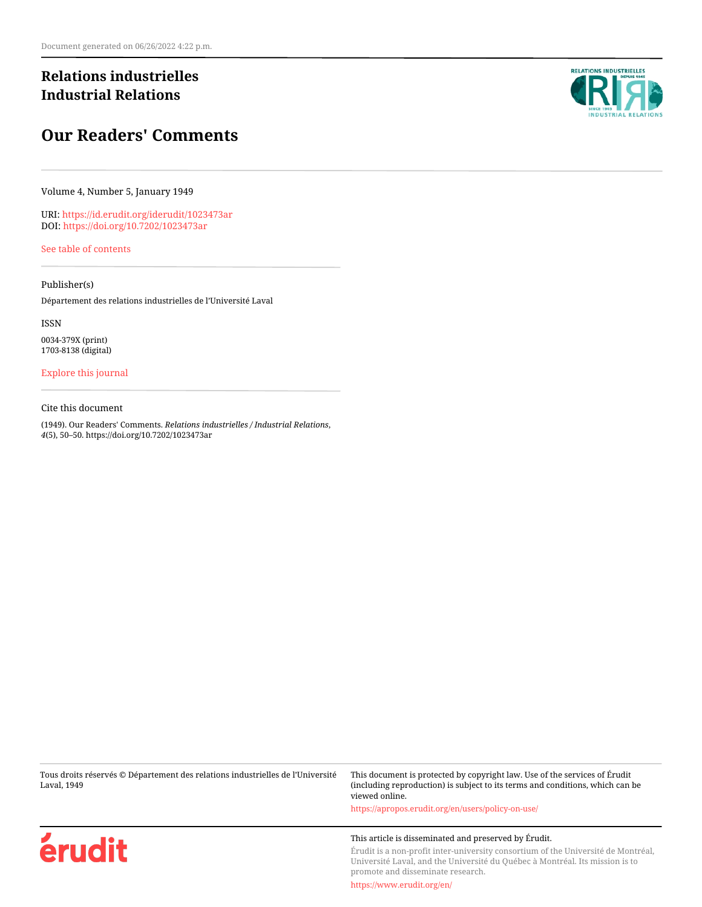Document generated on 06/26/2022 4:22 p.m.

**Relations industrielles**
**Industrial Relations**

# Our Readers' Comments

Volume 4, Number 5, January 1949

URI: https://id.erudit.org/iderudit/1023473ar
DOI: https://doi.org/10.7202/1023473ar

See table of contents

---

Publisher(s)

Département des relations industrielles de l'Université Laval

ISSN

0034-379X (print)
1703-8138 (digital)

Explore this journal

---

Cite this document

(1949). Our Readers' Comments. *Relations industrielles / Industrial Relations*, *4*(5), 50–50. https://doi.org/10.7202/1023473ar

---

Tous droits réservés © Département des relations industrielles de l'Université Laval, 1949

This document is protected by copyright law. Use of the services of Érudit (including reproduction) is subject to its terms and conditions, which can be viewed online.

https://apropos.erudit.org/en/users/policy-on-use/

This article is disseminated and preserved by Érudit.

Érudit is a non-profit inter-university consortium of the Université de Montréal, Université Laval, and the Université du Québec à Montréal. Its mission is to promote and disseminate research.

https://www.erudit.org/en/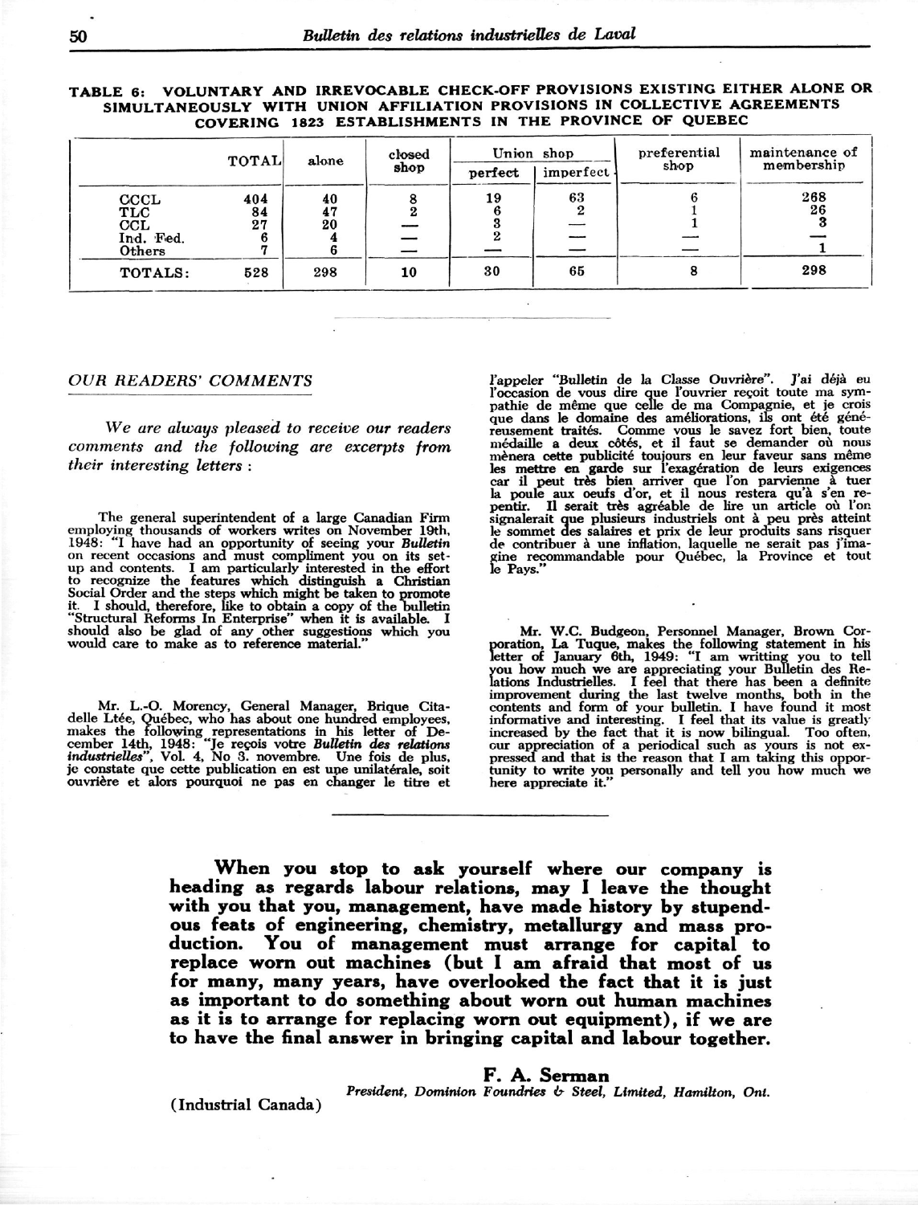TABLE 6: VOLUNTARY AND IRREVOCABLE CHECK-OFF PROVISIONS EXISTING EITHER ALONE OR SIMULTANEOUSLY WITH UNION AFFILIATION PROVISIONS IN COLLECTIVE AGREEMENTS COVERING 1823 ESTABLISHMENTS IN THE PROVINCE OF QUEBEC

| | TOTAL | alone | closed shop | Union shop | | preferential shop | maintenance of membership |
|---|---|---|---|---|---|---|---|
| | | | | perfect | imperfect | | |
| CCCL | 404 | 40 | 8 | 19 | 63 | 6 | 268 |
| TLC | 84 | 47 | 2 | 6 | 2 | 1 | 26 |
| CCL | 27 | 20 | — | 3 | — | 1 | 3 |
| Ind. Fed. | 6 | 4 | — | 2 | — | — | — |
| Others | 7 | 6 | — | — | — | — | 1 |
| TOTALS: | 528 | 298 | 10 | 30 | 65 | 8 | 298 |

## OUR READERS' COMMENTS

*We are always pleased to receive our readers comments and the following are excerpts from their interesting letters :*

The general superintendent of a large Canadian Firm employing thousands of workers writes on November 19th, 1948: "I have had an opportunity of seeing your *Bulletin* on recent occasions and must compliment you on its set-up and contents. I am particularly interested in the effort to recognize the features which distinguish a Christian Social Order and the steps which might be taken to promote it. I should, therefore, like to obtain a copy of the bulletin "Structural Reforms In Enterprise" when it is available. I should also be glad of any other suggestions which you would care to make as to reference material."

Mr. L.-O. Morency, General Manager, Brique Citadelle Ltée, Québec, who has about one hundred employees, makes the following representations in his letter of December 14th, 1948: "Je reçois votre *Bulletin des relations industrielles*", Vol. 4, No 3. novembre. Une fois de plus, je constate que cette publication en est une unilatérale, soit ouvrière et alors pourquoi ne pas en changer le titre et l'appeler "Bulletin de la Classe Ouvrière". J'ai déjà eu l'occasion de vous dire que l'ouvrier reçoit toute ma sympathie de même que celle de ma Compagnie, et je crois que dans le domaine des améliorations, ils ont été généreusement traités. Comme vous le savez fort bien, toute médaille a deux côtés, et il faut se demander où nous mènera cette publicité toujours en leur faveur sans même les mettre en garde sur l'exagération de leurs exigences car il peut très bien arriver que l'on parvienne à tuer la poule aux oeufs d'or, et il nous restera qu'à s'en repentir. Il serait très agréable de lire un article où l'on signalerait que plusieurs industriels ont à peu près atteint le sommet des salaires et prix de leur produits sans risquer de contribuer à une inflation, laquelle ne serait pas j'imagine recommandable pour Québec, la Province et tout le Pays."

Mr. W.C. Budgeon, Personnel Manager, Brown Corporation, La Tuque, makes the following statement in his letter of January 6th, 1949: "I am writting you to tell you how much we are appreciating your Bulletin des Relations Industrielles. I feel that there has been a definite improvement during the last twelve months, both in the contents and form of your bulletin. I have found it most informative and interesting. I feel that its value is greatly increased by the fact that it is now bilingual. Too often, our appreciation of a periodical such as yours is not expressed and that is the reason that I am taking this opportunity to write you personally and tell you how much we here appreciate it."

**When you stop to ask yourself where our company is heading as regards labour relations, may I leave the thought with you that you, management, have made history by stupendous feats of engineering, chemistry, metallurgy and mass production. You of management must arrange for capital to replace worn out machines (but I am afraid that most of us for many, many years, have overlooked the fact that it is just as important to do something about worn out human machines as it is to arrange for replacing worn out equipment), if we are to have the final answer in bringing capital and labour together.**

**F. A. Serman**
*President, Dominion Foundries & Steel, Limited, Hamilton, Ont.*

(Industrial Canada)